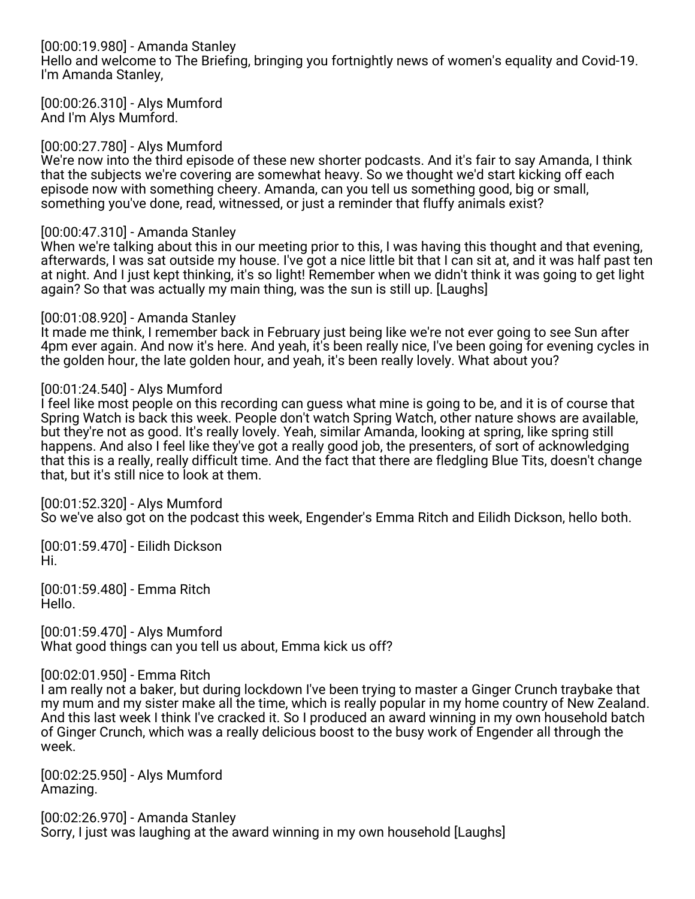[00:00:19.980] - Amanda Stanley
Hello and welcome to The Briefing, bringing you fortnightly news of women's equality and Covid-19. I'm Amanda Stanley,

[00:00:26.310] - Alys Mumford
And I'm Alys Mumford.

[00:00:27.780] - Alys Mumford
We're now into the third episode of these new shorter podcasts. And it's fair to say Amanda, I think that the subjects we're covering are somewhat heavy. So we thought we'd start kicking off each episode now with something cheery. Amanda, can you tell us something good, big or small, something you've done, read, witnessed, or just a reminder that fluffy animals exist?

[00:00:47.310] - Amanda Stanley
When we're talking about this in our meeting prior to this, I was having this thought and that evening, afterwards, I was sat outside my house. I've got a nice little bit that I can sit at, and it was half past ten at night. And I just kept thinking, it's so light! Remember when we didn't think it was going to get light again? So that was actually my main thing, was the sun is still up. [Laughs]

[00:01:08.920] - Amanda Stanley
It made me think, I remember back in February just being like we're not ever going to see Sun after 4pm ever again. And now it's here. And yeah, it's been really nice, I've been going for evening cycles in the golden hour, the late golden hour, and yeah, it's been really lovely. What about you?

[00:01:24.540] - Alys Mumford
I feel like most people on this recording can guess what mine is going to be, and it is of course that Spring Watch is back this week. People don't watch Spring Watch, other nature shows are available, but they're not as good. It's really lovely. Yeah, similar Amanda, looking at spring, like spring still happens. And also I feel like they've got a really good job, the presenters, of sort of acknowledging that this is a really, really difficult time. And the fact that there are fledgling Blue Tits, doesn't change that, but it's still nice to look at them.

[00:01:52.320] - Alys Mumford
So we've also got on the podcast this week, Engender's Emma Ritch and Eilidh Dickson, hello both.

[00:01:59.470] - Eilidh Dickson
Hi.

[00:01:59.480] - Emma Ritch
Hello.

[00:01:59.470] - Alys Mumford
What good things can you tell us about, Emma kick us off?

[00:02:01.950] - Emma Ritch
I am really not a baker, but during lockdown I've been trying to master a Ginger Crunch traybake that my mum and my sister make all the time, which is really popular in my home country of New Zealand. And this last week I think I've cracked it. So I produced an award winning in my own household batch of Ginger Crunch, which was a really delicious boost to the busy work of Engender all through the week.

[00:02:25.950] - Alys Mumford
Amazing.

[00:02:26.970] - Amanda Stanley
Sorry, I just was laughing at the award winning in my own household [Laughs]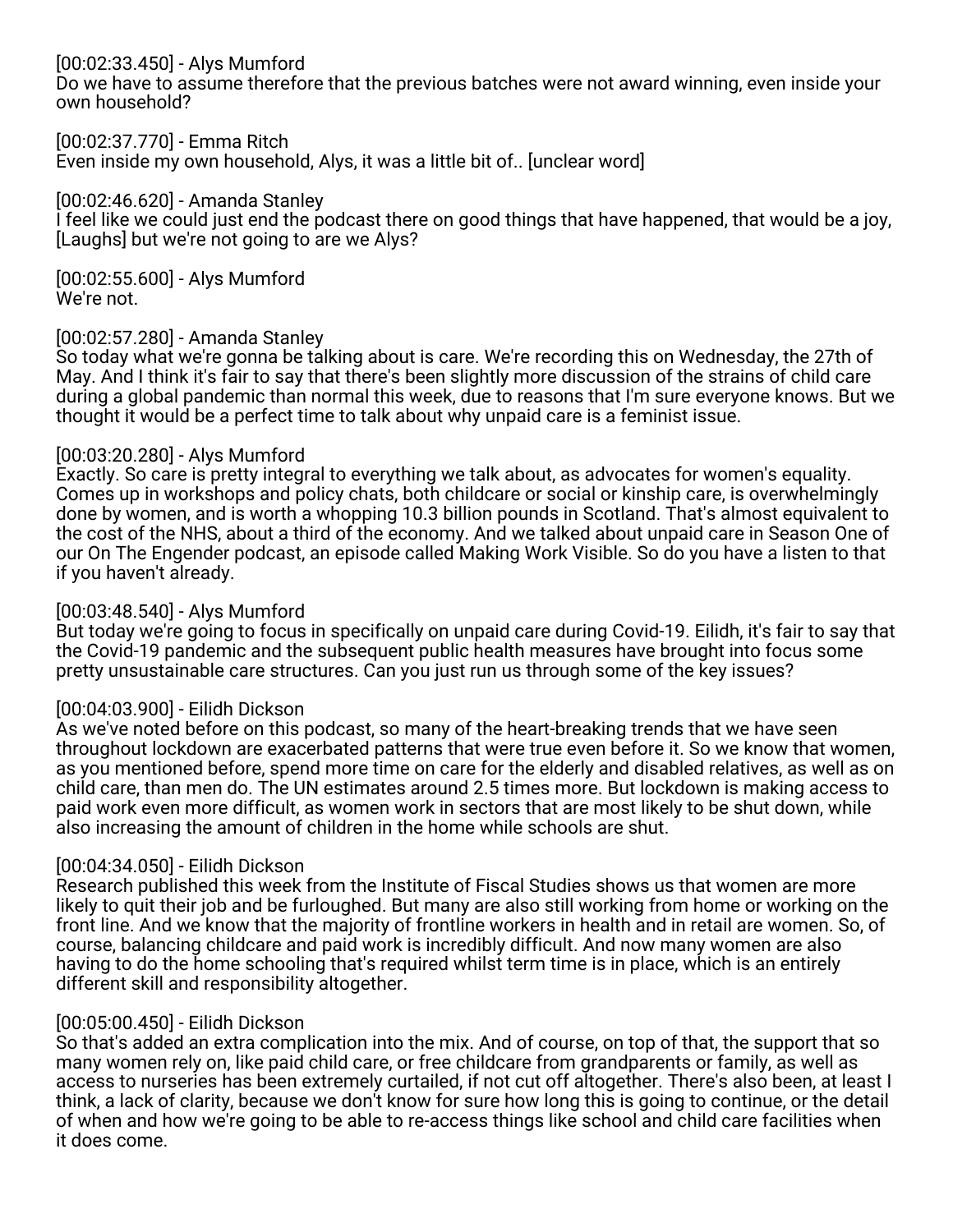[00:02:33.450] - Alys Mumford
Do we have to assume therefore that the previous batches were not award winning, even inside your own household?

[00:02:37.770] - Emma Ritch
Even inside my own household, Alys, it was a little bit of.. [unclear word]

[00:02:46.620] - Amanda Stanley
I feel like we could just end the podcast there on good things that have happened, that would be a joy, [Laughs] but we're not going to are we Alys?

[00:02:55.600] - Alys Mumford
We're not.

[00:02:57.280] - Amanda Stanley
So today what we're gonna be talking about is care. We're recording this on Wednesday, the 27th of May. And I think it's fair to say that there's been slightly more discussion of the strains of child care during a global pandemic than normal this week, due to reasons that I'm sure everyone knows. But we thought it would be a perfect time to talk about why unpaid care is a feminist issue.

[00:03:20.280] - Alys Mumford
Exactly. So care is pretty integral to everything we talk about, as advocates for women's equality. Comes up in workshops and policy chats, both childcare or social or kinship care, is overwhelmingly done by women, and is worth a whopping 10.3 billion pounds in Scotland. That's almost equivalent to the cost of the NHS, about a third of the economy. And we talked about unpaid care in Season One of our On The Engender podcast, an episode called Making Work Visible. So do you have a listen to that if you haven't already.

[00:03:48.540] - Alys Mumford
But today we're going to focus in specifically on unpaid care during Covid-19. Eilidh, it's fair to say that the Covid-19 pandemic and the subsequent public health measures have brought into focus some pretty unsustainable care structures. Can you just run us through some of the key issues?

[00:04:03.900] - Eilidh Dickson
As we've noted before on this podcast, so many of the heart-breaking trends that we have seen throughout lockdown are exacerbated patterns that were true even before it. So we know that women, as you mentioned before, spend more time on care for the elderly and disabled relatives, as well as on child care, than men do. The UN estimates around 2.5 times more. But lockdown is making access to paid work even more difficult, as women work in sectors that are most likely to be shut down, while also increasing the amount of children in the home while schools are shut.

[00:04:34.050] - Eilidh Dickson
Research published this week from the Institute of Fiscal Studies shows us that women are more likely to quit their job and be furloughed. But many are also still working from home or working on the front line. And we know that the majority of frontline workers in health and in retail are women. So, of course, balancing childcare and paid work is incredibly difficult. And now many women are also having to do the home schooling that's required whilst term time is in place, which is an entirely different skill and responsibility altogether.

[00:05:00.450] - Eilidh Dickson
So that's added an extra complication into the mix. And of course, on top of that, the support that so many women rely on, like paid child care, or free childcare from grandparents or family, as well as access to nurseries has been extremely curtailed, if not cut off altogether. There's also been, at least I think, a lack of clarity, because we don't know for sure how long this is going to continue, or the detail of when and how we're going to be able to re-access things like school and child care facilities when it does come.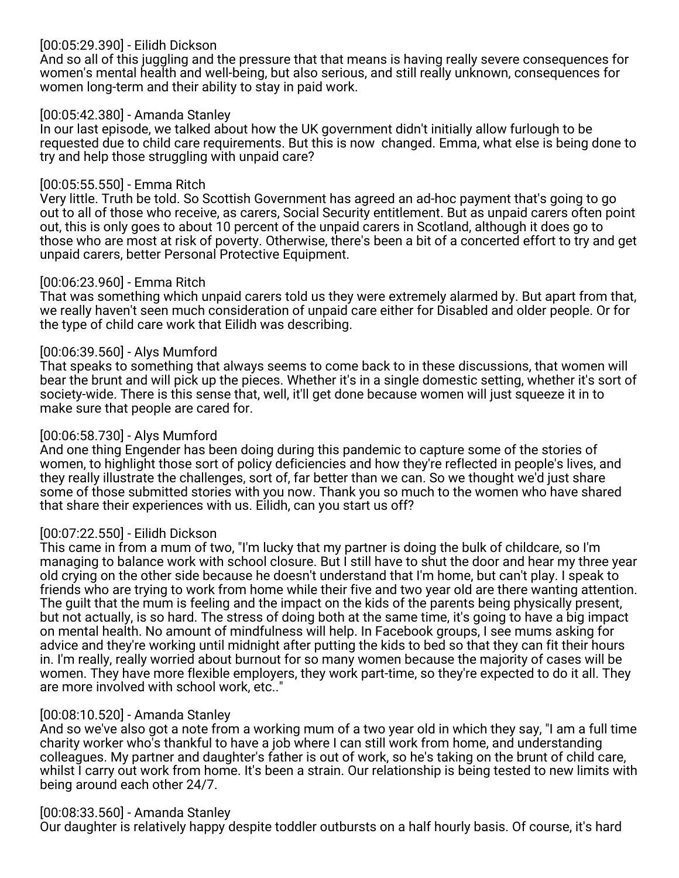[00:05:29.390] - Eilidh Dickson
And so all of this juggling and the pressure that that means is having really severe consequences for women's mental health and well-being, but also serious, and still really unknown, consequences for women long-term and their ability to stay in paid work.

[00:05:42.380] - Amanda Stanley
In our last episode, we talked about how the UK government didn't initially allow furlough to be requested due to child care requirements. But this is now  changed. Emma, what else is being done to try and help those struggling with unpaid care?

[00:05:55.550] - Emma Ritch
Very little. Truth be told. So Scottish Government has agreed an ad-hoc payment that's going to go out to all of those who receive, as carers, Social Security entitlement. But as unpaid carers often point out, this is only goes to about 10 percent of the unpaid carers in Scotland, although it does go to those who are most at risk of poverty. Otherwise, there's been a bit of a concerted effort to try and get unpaid carers, better Personal Protective Equipment.

[00:06:23.960] - Emma Ritch
That was something which unpaid carers told us they were extremely alarmed by. But apart from that, we really haven't seen much consideration of unpaid care either for Disabled and older people. Or for the type of child care work that Eilidh was describing.

[00:06:39.560] - Alys Mumford
That speaks to something that always seems to come back to in these discussions, that women will bear the brunt and will pick up the pieces. Whether it's in a single domestic setting, whether it's sort of society-wide. There is this sense that, well, it'll get done because women will just squeeze it in to make sure that people are cared for.

[00:06:58.730] - Alys Mumford
And one thing Engender has been doing during this pandemic to capture some of the stories of women, to highlight those sort of policy deficiencies and how they're reflected in people's lives, and they really illustrate the challenges, sort of, far better than we can. So we thought we'd just share some of those submitted stories with you now. Thank you so much to the women who have shared that share their experiences with us. Eilidh, can you start us off?

[00:07:22.550] - Eilidh Dickson
This came in from a mum of two, "I'm lucky that my partner is doing the bulk of childcare, so I'm managing to balance work with school closure. But I still have to shut the door and hear my three year old crying on the other side because he doesn't understand that I'm home, but can't play. I speak to friends who are trying to work from home while their five and two year old are there wanting attention. The guilt that the mum is feeling and the impact on the kids of the parents being physically present, but not actually, is so hard. The stress of doing both at the same time, it's going to have a big impact on mental health. No amount of mindfulness will help. In Facebook groups, I see mums asking for advice and they're working until midnight after putting the kids to bed so that they can fit their hours in. I'm really, really worried about burnout for so many women because the majority of cases will be women. They have more flexible employers, they work part-time, so they're expected to do it all. They are more involved with school work, etc.."

[00:08:10.520] - Amanda Stanley
And so we've also got a note from a working mum of a two year old in which they say, "I am a full time charity worker who's thankful to have a job where I can still work from home, and understanding colleagues. My partner and daughter's father is out of work, so he's taking on the brunt of child care, whilst I carry out work from home. It's been a strain. Our relationship is being tested to new limits with being around each other 24/7.

[00:08:33.560] - Amanda Stanley
Our daughter is relatively happy despite toddler outbursts on a half hourly basis. Of course, it's hard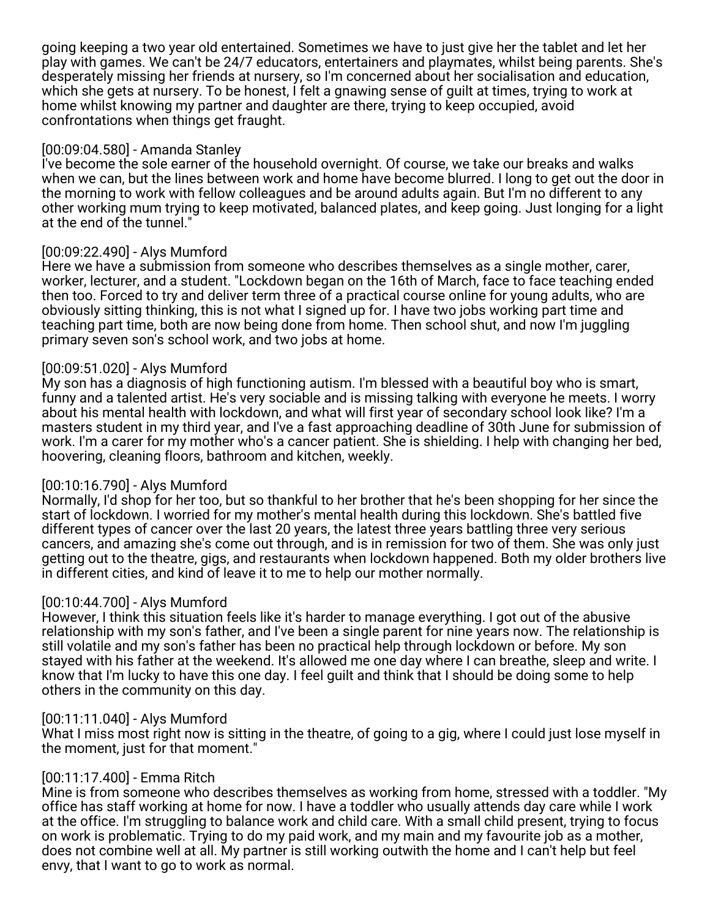going keeping a two year old entertained. Sometimes we have to just give her the tablet and let her play with games. We can't be 24/7 educators, entertainers and playmates, whilst being parents. She's desperately missing her friends at nursery, so I'm concerned about her socialisation and education, which she gets at nursery. To be honest, I felt a gnawing sense of guilt at times, trying to work at home whilst knowing my partner and daughter are there, trying to keep occupied, avoid confrontations when things get fraught.

[00:09:04.580] - Amanda Stanley
I've become the sole earner of the household overnight. Of course, we take our breaks and walks when we can, but the lines between work and home have become blurred. I long to get out the door in the morning to work with fellow colleagues and be around adults again. But I'm no different to any other working mum trying to keep motivated, balanced plates, and keep going. Just longing for a light at the end of the tunnel."

[00:09:22.490] - Alys Mumford
Here we have a submission from someone who describes themselves as a single mother, carer, worker, lecturer, and a student. "Lockdown began on the 16th of March, face to face teaching ended then too. Forced to try and deliver term three of a practical course online for young adults, who are obviously sitting thinking, this is not what I signed up for. I have two jobs working part time and teaching part time, both are now being done from home. Then school shut, and now I'm juggling primary seven son's school work, and two jobs at home.

[00:09:51.020] - Alys Mumford
My son has a diagnosis of high functioning autism. I'm blessed with a beautiful boy who is smart, funny and a talented artist. He's very sociable and is missing talking with everyone he meets. I worry about his mental health with lockdown, and what will first year of secondary school look like? I'm a masters student in my third year, and I've a fast approaching deadline of 30th June for submission of work. I'm a carer for my mother who's a cancer patient. She is shielding. I help with changing her bed, hoovering, cleaning floors, bathroom and kitchen, weekly.

[00:10:16.790] - Alys Mumford
Normally, I'd shop for her too, but so thankful to her brother that he's been shopping for her since the start of lockdown. I worried for my mother's mental health during this lockdown. She's battled five different types of cancer over the last 20 years, the latest three years battling three very serious cancers, and amazing she's come out through, and is in remission for two of them. She was only just getting out to the theatre, gigs, and restaurants when lockdown happened. Both my older brothers live in different cities, and kind of leave it to me to help our mother normally.

[00:10:44.700] - Alys Mumford
However, I think this situation feels like it's harder to manage everything. I got out of the abusive relationship with my son's father, and I've been a single parent for nine years now. The relationship is still volatile and my son's father has been no practical help through lockdown or before. My son stayed with his father at the weekend. It's allowed me one day where I can breathe, sleep and write. I know that I'm lucky to have this one day. I feel guilt and think that I should be doing some to help others in the community on this day.

[00:11:11.040] - Alys Mumford
What I miss most right now is sitting in the theatre, of going to a gig, where I could just lose myself in the moment, just for that moment."

[00:11:17.400] - Emma Ritch
Mine is from someone who describes themselves as working from home, stressed with a toddler. "My office has staff working at home for now. I have a toddler who usually attends day care while I work at the office. I'm struggling to balance work and child care. With a small child present, trying to focus on work is problematic. Trying to do my paid work, and my main and my favourite job as a mother, does not combine well at all. My partner is still working outwith the home and I can't help but feel envy, that I want to go to work as normal.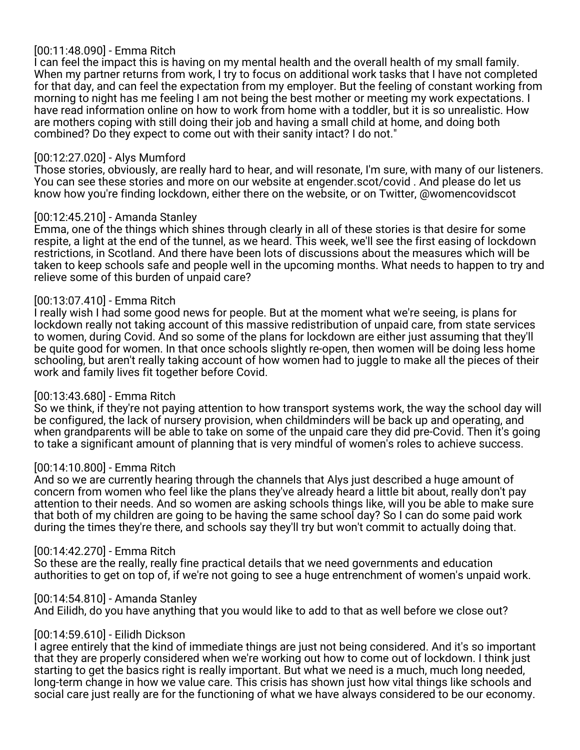[00:11:48.090] - Emma Ritch
I can feel the impact this is having on my mental health and the overall health of my small family. When my partner returns from work, I try to focus on additional work tasks that I have not completed for that day, and can feel the expectation from my employer. But the feeling of constant working from morning to night has me feeling I am not being the best mother or meeting my work expectations. I have read information online on how to work from home with a toddler, but it is so unrealistic. How are mothers coping with still doing their job and having a small child at home, and doing both combined? Do they expect to come out with their sanity intact? I do not."

[00:12:27.020] - Alys Mumford
Those stories, obviously, are really hard to hear, and will resonate, I'm sure, with many of our listeners. You can see these stories and more on our website at engender.scot/covid . And please do let us know how you're finding lockdown, either there on the website, or on Twitter, @womencovidscot

[00:12:45.210] - Amanda Stanley
Emma, one of the things which shines through clearly in all of these stories is that desire for some respite, a light at the end of the tunnel, as we heard. This week, we'll see the first easing of lockdown restrictions, in Scotland. And there have been lots of discussions about the measures which will be taken to keep schools safe and people well in the upcoming months. What needs to happen to try and relieve some of this burden of unpaid care?

[00:13:07.410] - Emma Ritch
I really wish I had some good news for people. But at the moment what we're seeing, is plans for lockdown really not taking account of this massive redistribution of unpaid care, from state services to women, during Covid. And so some of the plans for lockdown are either just assuming that they'll be quite good for women. In that once schools slightly re-open, then women will be doing less home schooling, but aren't really taking account of how women had to juggle to make all the pieces of their work and family lives fit together before Covid.

[00:13:43.680] - Emma Ritch
So we think, if they're not paying attention to how transport systems work, the way the school day will be configured, the lack of nursery provision, when childminders will be back up and operating, and when grandparents will be able to take on some of the unpaid care they did pre-Covid. Then it's going to take a significant amount of planning that is very mindful of women's roles to achieve success.

[00:14:10.800] - Emma Ritch
And so we are currently hearing through the channels that Alys just described a huge amount of concern from women who feel like the plans they've already heard a little bit about, really don't pay attention to their needs. And so women are asking schools things like, will you be able to make sure that both of my children are going to be having the same school day? So I can do some paid work during the times they're there, and schools say they'll try but won't commit to actually doing that.

[00:14:42.270] - Emma Ritch
So these are the really, really fine practical details that we need governments and education authorities to get on top of, if we're not going to see a huge entrenchment of women's unpaid work.

[00:14:54.810] - Amanda Stanley
And Eilidh, do you have anything that you would like to add to that as well before we close out?

[00:14:59.610] - Eilidh Dickson
I agree entirely that the kind of immediate things are just not being considered. And it's so important that they are properly considered when we're working out how to come out of lockdown. I think just starting to get the basics right is really important. But what we need is a much, much long needed, long-term change in how we value care. This crisis has shown just how vital things like schools and social care just really are for the functioning of what we have always considered to be our economy.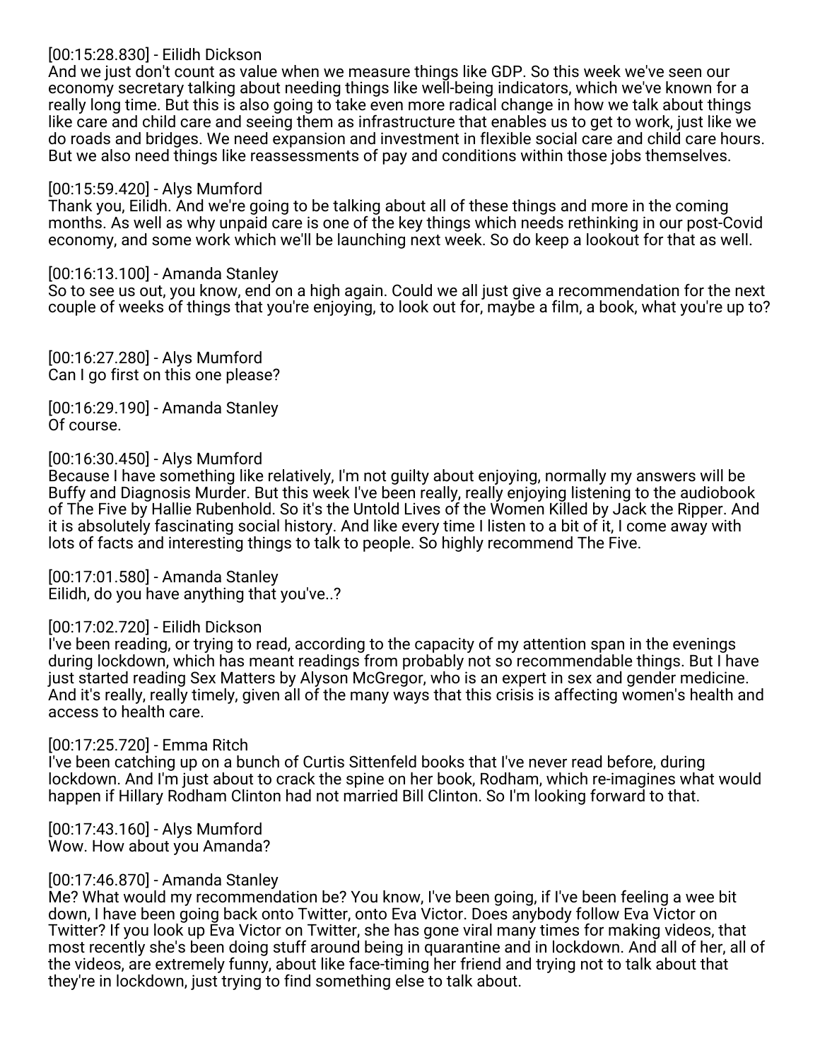[00:15:28.830] - Eilidh Dickson
And we just don't count as value when we measure things like GDP. So this week we've seen our economy secretary talking about needing things like well-being indicators, which we've known for a really long time. But this is also going to take even more radical change in how we talk about things like care and child care and seeing them as infrastructure that enables us to get to work, just like we do roads and bridges. We need expansion and investment in flexible social care and child care hours. But we also need things like reassessments of pay and conditions within those jobs themselves.

[00:15:59.420] - Alys Mumford
Thank you, Eilidh. And we're going to be talking about all of these things and more in the coming months. As well as why unpaid care is one of the key things which needs rethinking in our post-Covid economy, and some work which we'll be launching next week. So do keep a lookout for that as well.

[00:16:13.100] - Amanda Stanley
So to see us out, you know, end on a high again. Could we all just give a recommendation for the next couple of weeks of things that you're enjoying, to look out for, maybe a film, a book, what you're up to?

[00:16:27.280] - Alys Mumford
Can I go first on this one please?

[00:16:29.190] - Amanda Stanley
Of course.

[00:16:30.450] - Alys Mumford
Because I have something like relatively, I'm not guilty about enjoying, normally my answers will be Buffy and Diagnosis Murder. But this week I've been really, really enjoying listening to the audiobook of The Five by Hallie Rubenhold. So it's the Untold Lives of the Women Killed by Jack the Ripper. And it is absolutely fascinating social history. And like every time I listen to a bit of it, I come away with lots of facts and interesting things to talk to people. So highly recommend The Five.

[00:17:01.580] - Amanda Stanley
Eilidh, do you have anything that you've..?

[00:17:02.720] - Eilidh Dickson
I've been reading, or trying to read, according to the capacity of my attention span in the evenings during lockdown, which has meant readings from probably not so recommendable things. But I have just started reading Sex Matters by Alyson McGregor, who is an expert in sex and gender medicine. And it's really, really timely, given all of the many ways that this crisis is affecting women's health and access to health care.

[00:17:25.720] - Emma Ritch
I've been catching up on a bunch of Curtis Sittenfeld books that I've never read before, during lockdown. And I'm just about to crack the spine on her book, Rodham, which re-imagines what would happen if Hillary Rodham Clinton had not married Bill Clinton. So I'm looking forward to that.

[00:17:43.160] - Alys Mumford
Wow. How about you Amanda?

[00:17:46.870] - Amanda Stanley
Me? What would my recommendation be? You know, I've been going, if I've been feeling a wee bit down, I have been going back onto Twitter, onto Eva Victor. Does anybody follow Eva Victor on Twitter? If you look up Eva Victor on Twitter, she has gone viral many times for making videos, that most recently she's been doing stuff around being in quarantine and in lockdown. And all of her, all of the videos, are extremely funny, about like face-timing her friend and trying not to talk about that they're in lockdown, just trying to find something else to talk about.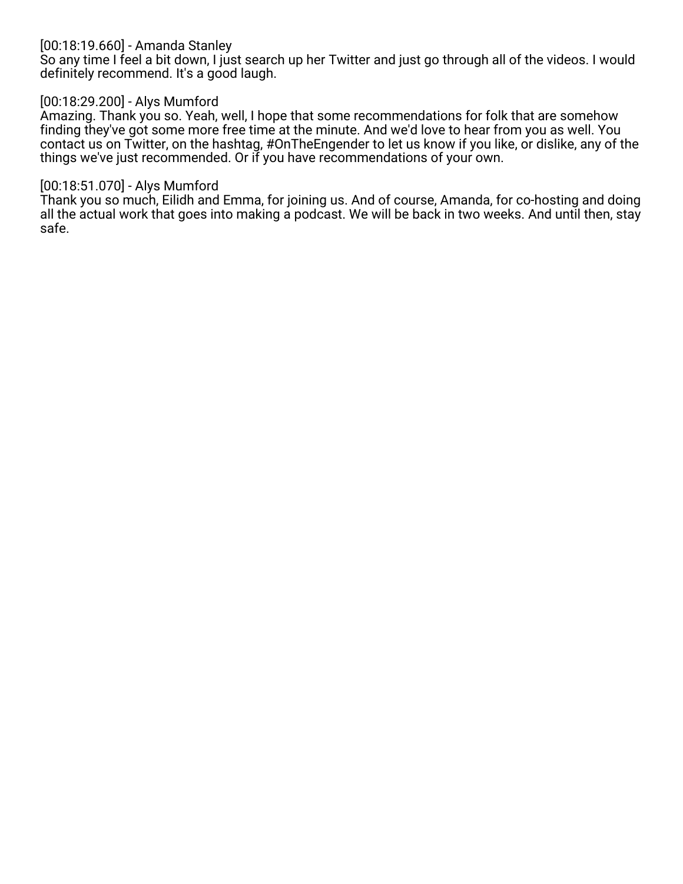[00:18:19.660] - Amanda Stanley
So any time I feel a bit down, I just search up her Twitter and just go through all of the videos. I would definitely recommend. It's a good laugh.

[00:18:29.200] - Alys Mumford
Amazing. Thank you so. Yeah, well, I hope that some recommendations for folk that are somehow finding they've got some more free time at the minute. And we'd love to hear from you as well. You contact us on Twitter, on the hashtag, #OnTheEngender to let us know if you like, or dislike, any of the things we've just recommended. Or if you have recommendations of your own.

[00:18:51.070] - Alys Mumford
Thank you so much, Eilidh and Emma, for joining us. And of course, Amanda, for co-hosting and doing all the actual work that goes into making a podcast. We will be back in two weeks. And until then, stay safe.